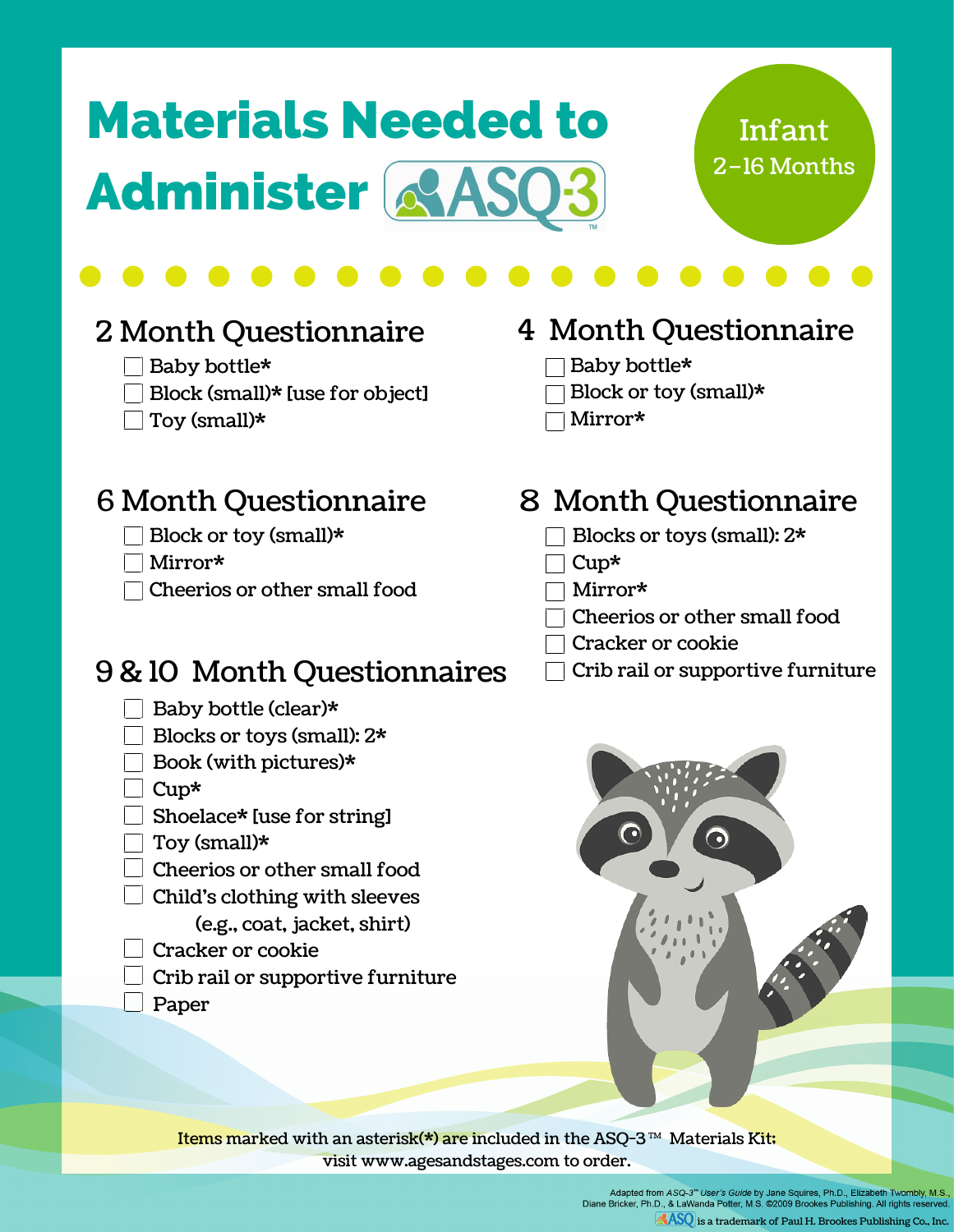# Materials Needed to Administer ASQ-3™

**Infant 2–16 Months**

## 2 Month Questionnaire

- [ ] Baby bottle*
- [ ] Block (small)* [use for object]
- [ ] Toy (small)*

## 4 Month Questionnaire

- [ ] Baby bottle*
- [ ] Block or toy (small)*
- [ ] Mirror*

## 6 Month Questionnaire

- [ ] Block or toy (small)*
- [ ] Mirror*
- [ ] Cheerios or other small food

## 8 Month Questionnaire

- [ ] Blocks or toys (small): 2*
- [ ] Cup*
- [ ] Mirror*
- [ ] Cheerios or other small food
- [ ] Cracker or cookie
- [ ] Crib rail or supportive furniture

## 9 & 10 Month Questionnaires

- [ ] Baby bottle (clear)*
- [ ] Blocks or toys (small): 2*
- [ ] Book (with pictures)*
- [ ] Cup*
- [ ] Shoelace* [use for string]
- [ ] Toy (small)*
- [ ] Cheerios or other small food
- [ ] Child's clothing with sleeves (e.g., coat, jacket, shirt)
- [ ] Cracker or cookie
- [ ] Crib rail or supportive furniture
- [ ] Paper

Items marked with an asterisk(*) are included in the ASQ-3™ Materials Kit; visit www.agesandstages.com to order.

Adapted from *ASQ-3™ User's Guide* by Jane Squires, Ph.D., Elizabeth Twombly, M.S., Diane Bricker, Ph.D., & LaWanda Potter, M.S. ©2009 Brookes Publishing. All rights reserved.

ASQ is a trademark of Paul H. Brookes Publishing Co., Inc.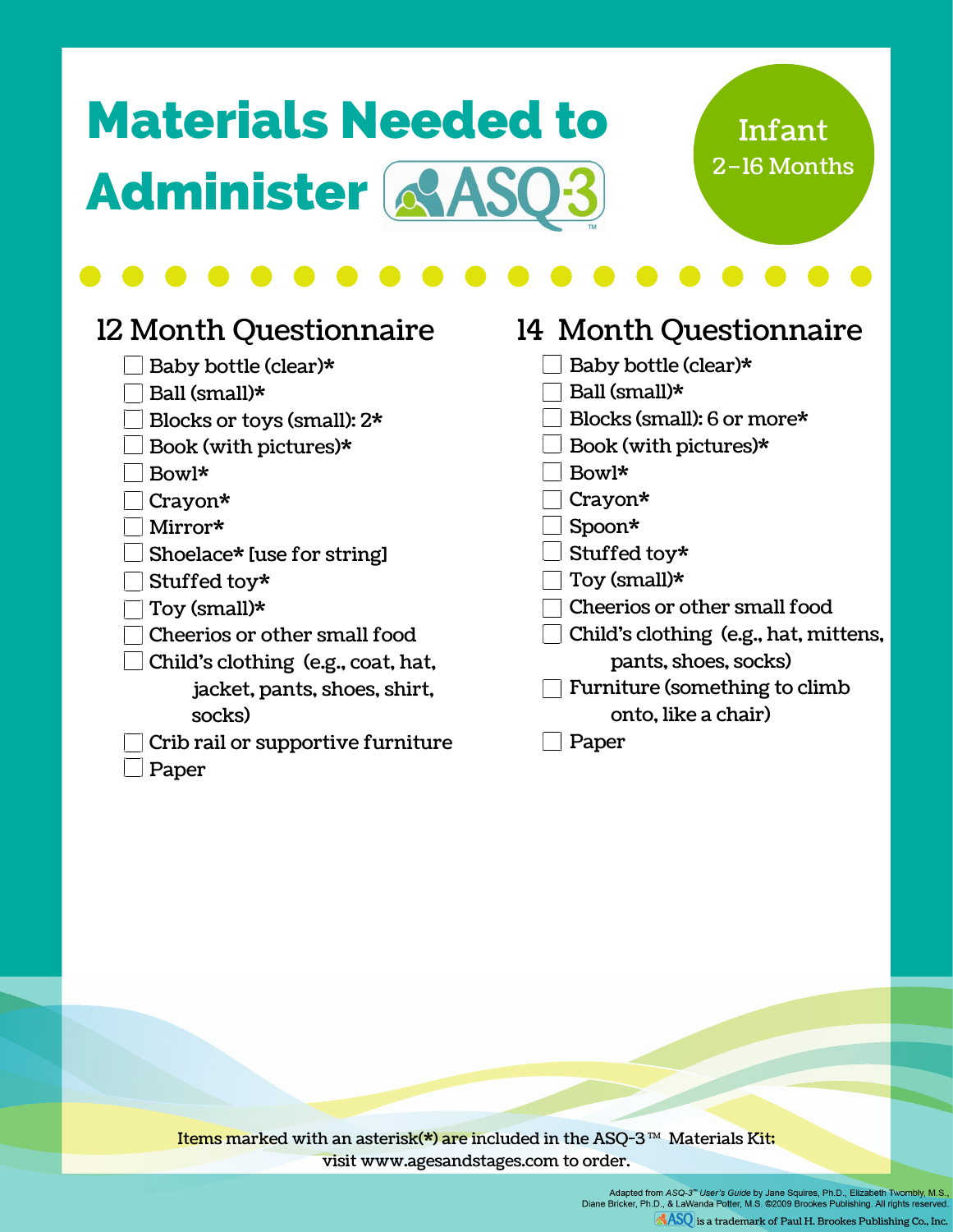# Materials Needed to Administer ASQ-3

Infant
2–16 Months

## 12 Month Questionnaire

- [ ] Baby bottle (clear)*
- [ ] Ball (small)*
- [ ] Blocks or toys (small): 2*
- [ ] Book (with pictures)*
- [ ] Bowl*
- [ ] Crayon*
- [ ] Mirror*
- [ ] Shoelace* [use for string]
- [ ] Stuffed toy*
- [ ] Toy (small)*
- [ ] Cheerios or other small food
- [ ] Child's clothing (e.g., coat, hat, jacket, pants, shoes, shirt, socks)
- [ ] Crib rail or supportive furniture
- [ ] Paper

## 14 Month Questionnaire

- [ ] Baby bottle (clear)*
- [ ] Ball (small)*
- [ ] Blocks (small): 6 or more*
- [ ] Book (with pictures)*
- [ ] Bowl*
- [ ] Crayon*
- [ ] Spoon*
- [ ] Stuffed toy*
- [ ] Toy (small)*
- [ ] Cheerios or other small food
- [ ] Child's clothing (e.g., hat, mittens, pants, shoes, socks)
- [ ] Furniture (something to climb onto, like a chair)
- [ ] Paper

Items marked with an asterisk(*) are included in the ASQ-3™ Materials Kit; visit www.agesandstages.com to order.

Adapted from *ASQ-3™ User's Guide* by Jane Squires, Ph.D., Elizabeth Twombly, M.S., Diane Bricker, Ph.D., & LaWanda Potter, M.S. ©2009 Brookes Publishing. All rights reserved.

ASQ is a trademark of Paul H. Brookes Publishing Co., Inc.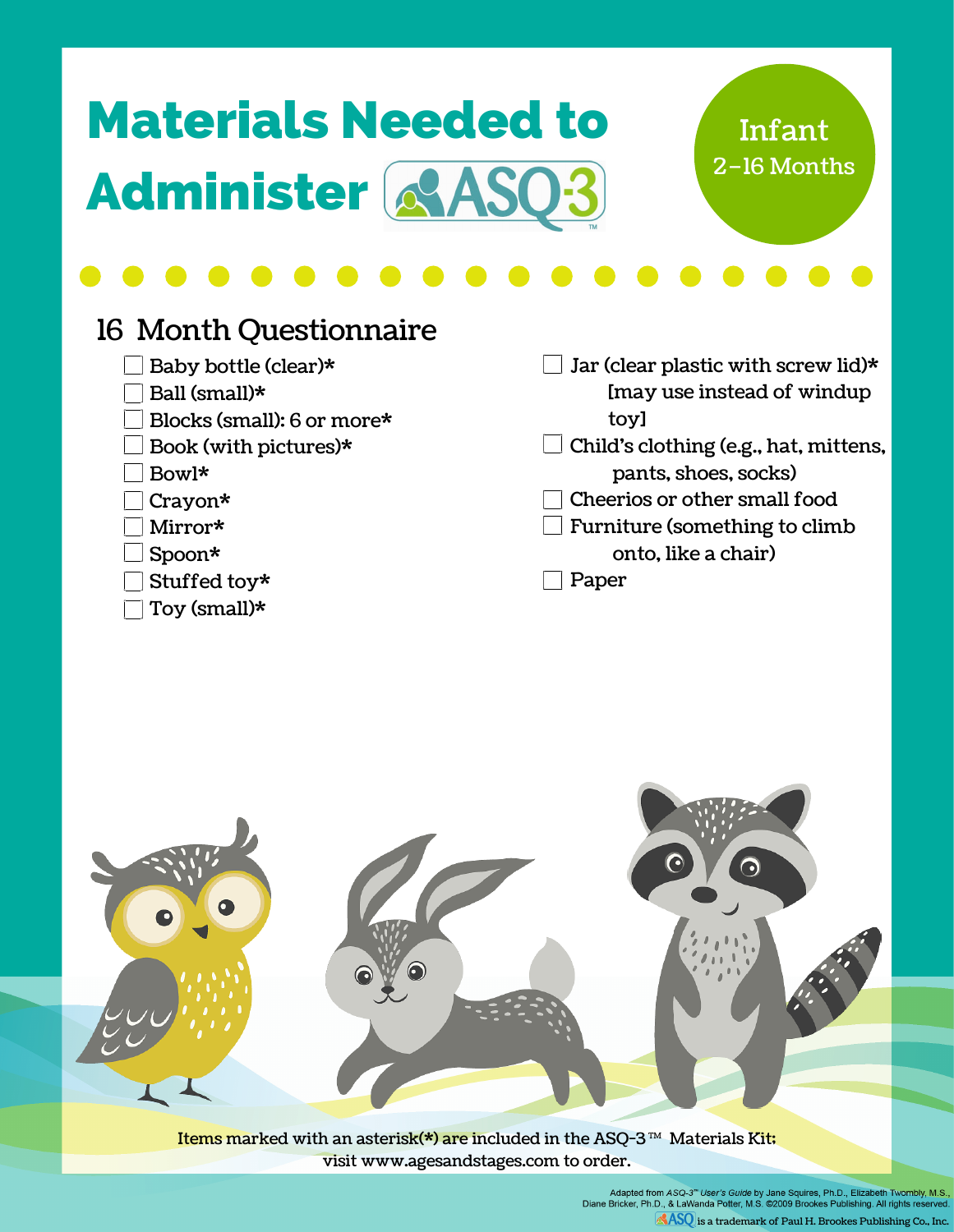# Materials Needed to Administer ASQ-3™

**Infant**
**2–16 Months**

## 16 Month Questionnaire

- ☐ Baby bottle (clear)*
- ☐ Ball (small)*
- ☐ Blocks (small): 6 or more*
- ☐ Book (with pictures)*
- ☐ Bowl*
- ☐ Crayon*
- ☐ Mirror*
- ☐ Spoon*
- ☐ Stuffed toy*
- ☐ Toy (small)*
- ☐ Jar (clear plastic with screw lid)* [may use instead of windup toy]
- ☐ Child's clothing (e.g., hat, mittens, pants, shoes, socks)
- ☐ Cheerios or other small food
- ☐ Furniture (something to climb onto, like a chair)
- ☐ Paper

Items marked with an asterisk(*) are included in the ASQ-3™ Materials Kit; visit www.agesandstages.com to order.

Adapted from *ASQ-3™ User's Guide* by Jane Squires, Ph.D., Elizabeth Twombly, M.S., Diane Bricker, Ph.D., & LaWanda Potter, M.S. ©2009 Brookes Publishing. All rights reserved.

ASQ is a trademark of Paul H. Brookes Publishing Co., Inc.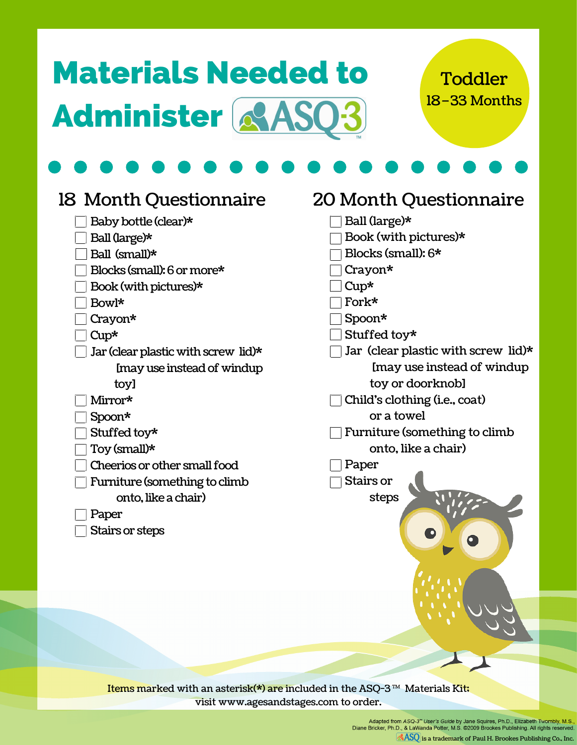# Materials Needed to Administer ASQ-3

**Toddler**
18–33 Months

## 18 Month Questionnaire

- [ ] Baby bottle (clear)*
- [ ] Ball (large)*
- [ ] Ball (small)*
- [ ] Blocks (small): 6 or more*
- [ ] Book (with pictures)*
- [ ] Bowl*
- [ ] Crayon*
- [ ] Cup*
- [ ] Jar (clear plastic with screw lid)* [may use instead of windup toy]
- [ ] Mirror*
- [ ] Spoon*
- [ ] Stuffed toy*
- [ ] Toy (small)*
- [ ] Cheerios or other small food
- [ ] Furniture (something to climb onto, like a chair)
- [ ] Paper
- [ ] Stairs or steps

## 20 Month Questionnaire

- [ ] Ball (large)*
- [ ] Book (with pictures)*
- [ ] Blocks (small): 6*
- [ ] Crayon*
- [ ] Cup*
- [ ] Fork*
- [ ] Spoon*
- [ ] Stuffed toy*
- [ ] Jar (clear plastic with screw lid)* [may use instead of windup toy or doorknob]
- [ ] Child's clothing (i.e., coat) or a towel
- [ ] Furniture (something to climb onto, like a chair)
- [ ] Paper
- [ ] Stairs or steps

Items marked with an asterisk(*) are included in the ASQ-3™ Materials Kit; visit www.agesandstages.com to order.

Adapted from *ASQ-3™ User's Guide* by Jane Squires, Ph.D., Elizabeth Twombly, M.S., Diane Bricker, Ph.D., & LaWanda Potter, M.S. ©2009 Brookes Publishing. All rights reserved.

ASQ is a trademark of Paul H. Brookes Publishing Co., Inc.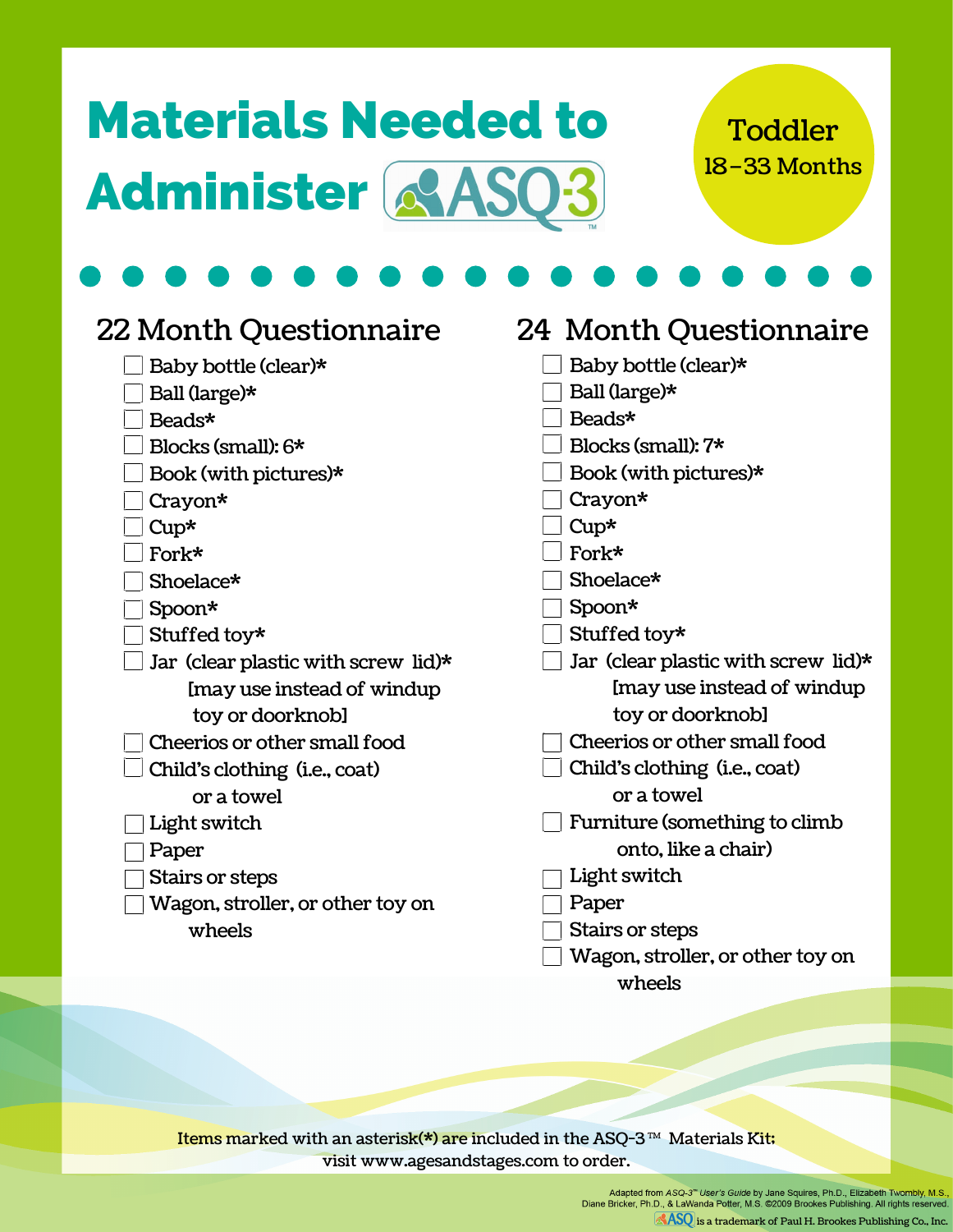# Materials Needed to Administer ASQ-3™

**Toddler**
**18–33 Months**

## 22 Month Questionnaire

- [ ] Baby bottle (clear)*
- [ ] Ball (large)*
- [ ] Beads*
- [ ] Blocks (small): 6*
- [ ] Book (with pictures)*
- [ ] Crayon*
- [ ] Cup*
- [ ] Fork*
- [ ] Shoelace*
- [ ] Spoon*
- [ ] Stuffed toy*
- [ ] Jar (clear plastic with screw lid)* [may use instead of windup toy or doorknob]
- [ ] Cheerios or other small food
- [ ] Child's clothing (i.e., coat) or a towel
- [ ] Light switch
- [ ] Paper
- [ ] Stairs or steps
- [ ] Wagon, stroller, or other toy on wheels

## 24 Month Questionnaire

- [ ] Baby bottle (clear)*
- [ ] Ball (large)*
- [ ] Beads*
- [ ] Blocks (small): 7*
- [ ] Book (with pictures)*
- [ ] Crayon*
- [ ] Cup*
- [ ] Fork*
- [ ] Shoelace*
- [ ] Spoon*
- [ ] Stuffed toy*
- [ ] Jar (clear plastic with screw lid)* [may use instead of windup toy or doorknob]
- [ ] Cheerios or other small food
- [ ] Child's clothing (i.e., coat) or a towel
- [ ] Furniture (something to climb onto, like a chair)
- [ ] Light switch
- [ ] Paper
- [ ] Stairs or steps
- [ ] Wagon, stroller, or other toy on wheels

Items marked with an asterisk(*) are included in the ASQ-3™ Materials Kit; visit www.agesandstages.com to order.

Adapted from *ASQ-3™ User's Guide* by Jane Squires, Ph.D., Elizabeth Twombly, M.S., Diane Bricker, Ph.D., & LaWanda Potter, M.S. ©2009 Brookes Publishing. All rights reserved.
ASQ is a trademark of Paul H. Brookes Publishing Co., Inc.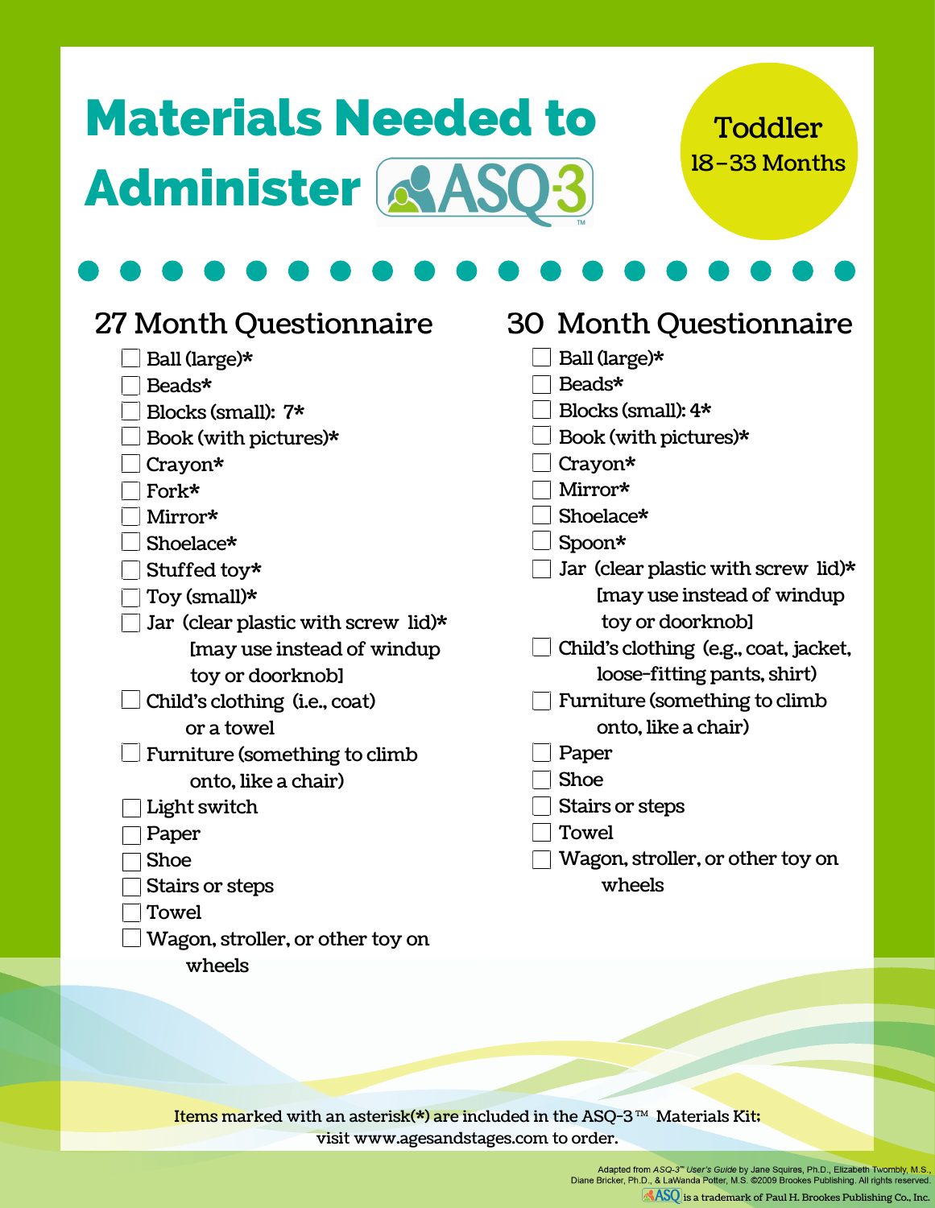# Materials Needed to Administer ASQ-3

**Toddler**
18–33 Months

## 27 Month Questionnaire

- [ ] Ball (large)*
- [ ] Beads*
- [ ] Blocks (small): 7*
- [ ] Book (with pictures)*
- [ ] Crayon*
- [ ] Fork*
- [ ] Mirror*
- [ ] Shoelace*
- [ ] Stuffed toy*
- [ ] Toy (small)*
- [ ] Jar (clear plastic with screw lid)* [may use instead of windup toy or doorknob]
- [ ] Child's clothing (i.e., coat) or a towel
- [ ] Furniture (something to climb onto, like a chair)
- [ ] Light switch
- [ ] Paper
- [ ] Shoe
- [ ] Stairs or steps
- [ ] Towel
- [ ] Wagon, stroller, or other toy on wheels

## 30 Month Questionnaire

- [ ] Ball (large)*
- [ ] Beads*
- [ ] Blocks (small): 4*
- [ ] Book (with pictures)*
- [ ] Crayon*
- [ ] Mirror*
- [ ] Shoelace*
- [ ] Spoon*
- [ ] Jar (clear plastic with screw lid)* [may use instead of windup toy or doorknob]
- [ ] Child's clothing (e.g., coat, jacket, loose-fitting pants, shirt)
- [ ] Furniture (something to climb onto, like a chair)
- [ ] Paper
- [ ] Shoe
- [ ] Stairs or steps
- [ ] Towel
- [ ] Wagon, stroller, or other toy on wheels

Items marked with an asterisk(*) are included in the ASQ-3™ Materials Kit; visit www.agesandstages.com to order.

Adapted from *ASQ-3™ User's Guide* by Jane Squires, Ph.D., Elizabeth Twombly, M.S., Diane Bricker, Ph.D., & LaWanda Potter, M.S. ©2009 Brookes Publishing. All rights reserved.

ASQ is a trademark of Paul H. Brookes Publishing Co., Inc.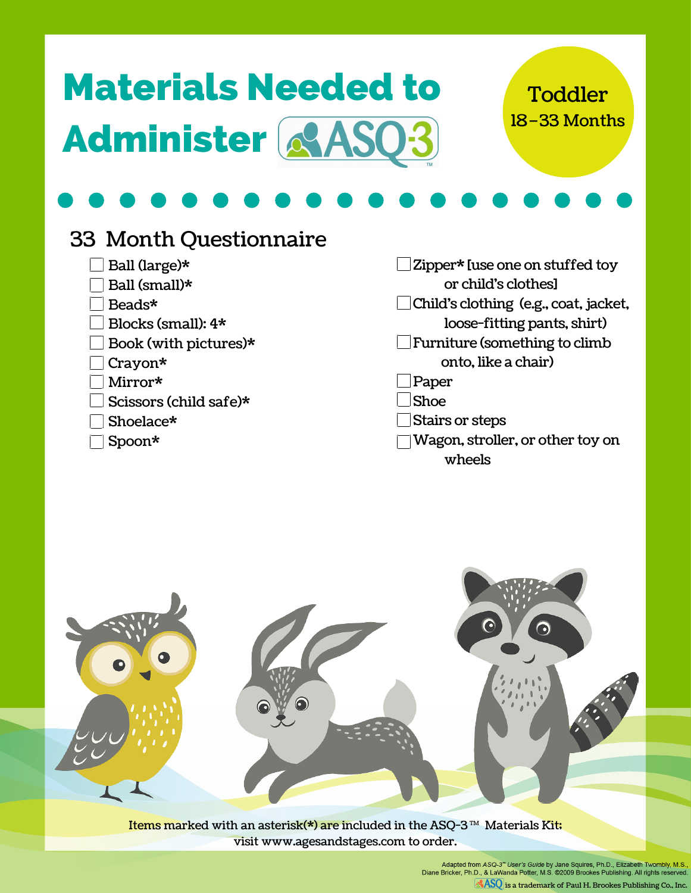# Materials Needed to Administer ASQ-3™

**Toddler**
**18–33 Months**

## 33 Month Questionnaire

- ☐ Ball (large)*
- ☐ Ball (small)*
- ☐ Beads*
- ☐ Blocks (small): 4*
- ☐ Book (with pictures)*
- ☐ Crayon*
- ☐ Mirror*
- ☐ Scissors (child safe)*
- ☐ Shoelace*
- ☐ Spoon*
- ☐ Zipper* [use one on stuffed toy or child's clothes]
- ☐ Child's clothing (e.g., coat, jacket, loose-fitting pants, shirt)
- ☐ Furniture (something to climb onto, like a chair)
- ☐ Paper
- ☐ Shoe
- ☐ Stairs or steps
- ☐ Wagon, stroller, or other toy on wheels

Items marked with an asterisk(*) are included in the ASQ-3™ Materials Kit; visit www.agesandstages.com to order.

Adapted from *ASQ-3™ User's Guide* by Jane Squires, Ph.D., Elizabeth Twombly, M.S., Diane Bricker, Ph.D., & LaWanda Potter, M.S. ©2009 Brookes Publishing. All rights reserved.

ASQ is a trademark of Paul H. Brookes Publishing Co., Inc.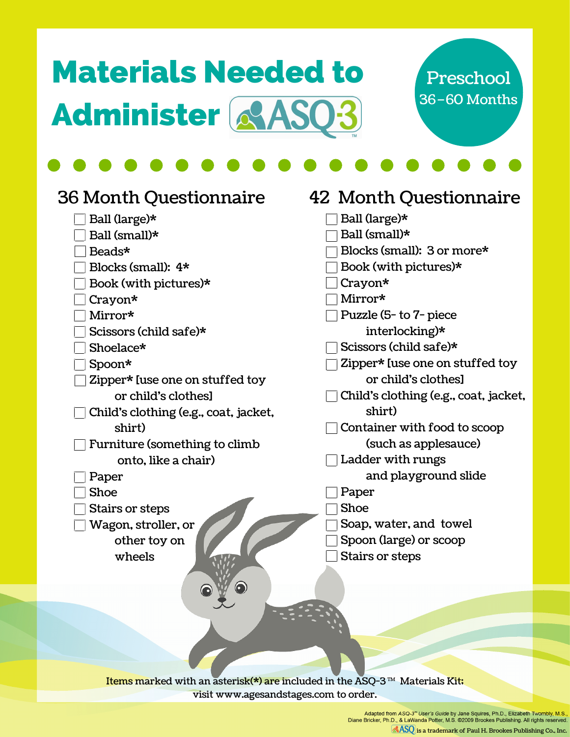# Materials Needed to Administer ASQ-3

Preschool
36–60 Months

## 36 Month Questionnaire

- [ ] Ball (large)*
- [ ] Ball (small)*
- [ ] Beads*
- [ ] Blocks (small): 4*
- [ ] Book (with pictures)*
- [ ] Crayon*
- [ ] Mirror*
- [ ] Scissors (child safe)*
- [ ] Shoelace*
- [ ] Spoon*
- [ ] Zipper* [use one on stuffed toy or child's clothes]
- [ ] Child's clothing (e.g., coat, jacket, shirt)
- [ ] Furniture (something to climb onto, like a chair)
- [ ] Paper
- [ ] Shoe
- [ ] Stairs or steps
- [ ] Wagon, stroller, or other toy on wheels

## 42 Month Questionnaire

- [ ] Ball (large)*
- [ ] Ball (small)*
- [ ] Blocks (small): 3 or more*
- [ ] Book (with pictures)*
- [ ] Crayon*
- [ ] Mirror*
- [ ] Puzzle (5- to 7- piece interlocking)*
- [ ] Scissors (child safe)*
- [ ] Zipper* [use one on stuffed toy or child's clothes]
- [ ] Child's clothing (e.g., coat, jacket, shirt)
- [ ] Container with food to scoop (such as applesauce)
- [ ] Ladder with rungs and playground slide
- [ ] Paper
- [ ] Shoe
- [ ] Soap, water, and towel
- [ ] Spoon (large) or scoop
- [ ] Stairs or steps

Items marked with an asterisk(*) are included in the ASQ-3™ Materials Kit; visit www.agesandstages.com to order.

Adapted from *ASQ-3™ User's Guide* by Jane Squires, Ph.D., Elizabeth Twombly, M.S., Diane Bricker, Ph.D., & LaWanda Potter, M.S. ©2009 Brookes Publishing. All rights reserved.
ASQ is a trademark of Paul H. Brookes Publishing Co., Inc.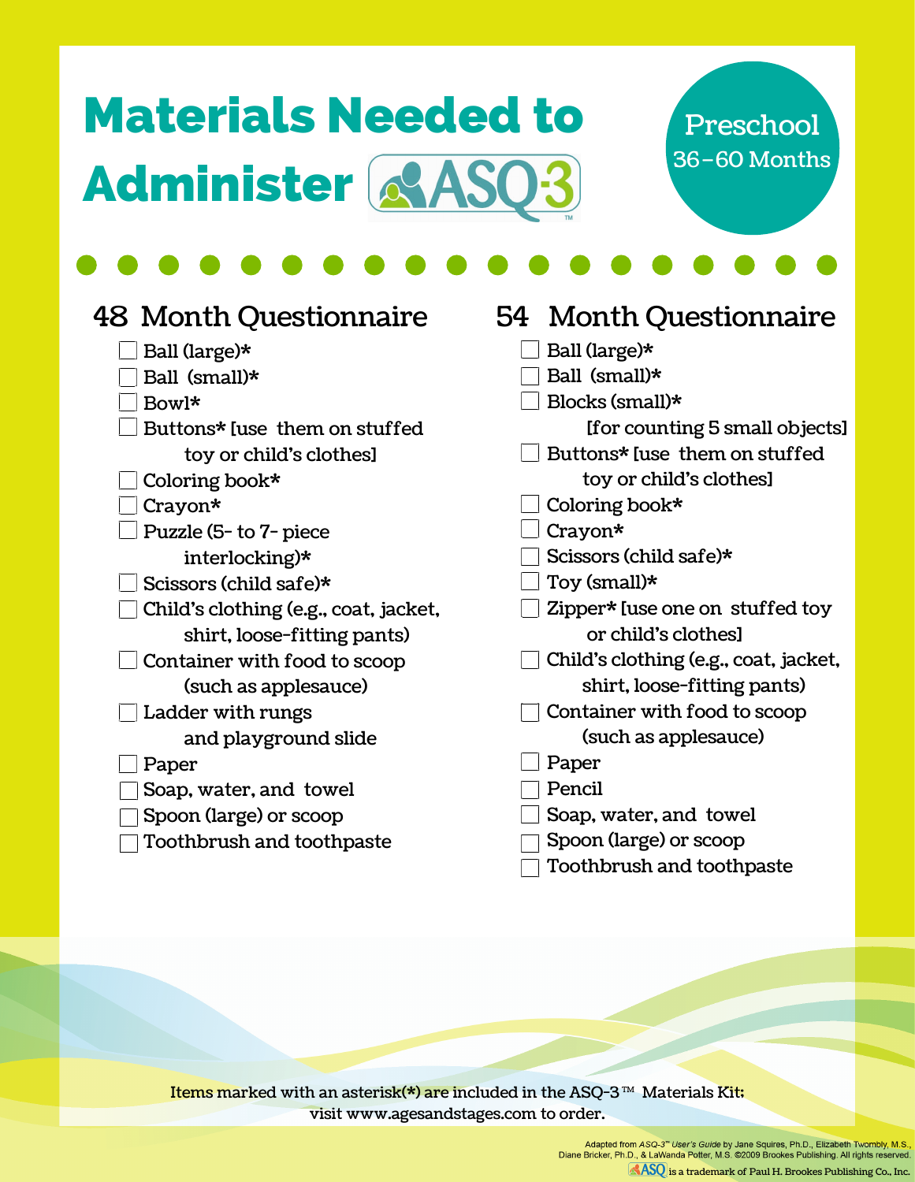# Materials Needed to Administer ASQ-3

**Preschool**
**36–60 Months**

## 48 Month Questionnaire

- [ ] Ball (large)*
- [ ] Ball (small)*
- [ ] Bowl*
- [ ] Buttons* [use them on stuffed toy or child's clothes]
- [ ] Coloring book*
- [ ] Crayon*
- [ ] Puzzle (5- to 7- piece interlocking)*
- [ ] Scissors (child safe)*
- [ ] Child's clothing (e.g., coat, jacket, shirt, loose-fitting pants)
- [ ] Container with food to scoop (such as applesauce)
- [ ] Ladder with rungs and playground slide
- [ ] Paper
- [ ] Soap, water, and towel
- [ ] Spoon (large) or scoop
- [ ] Toothbrush and toothpaste

## 54 Month Questionnaire

- [ ] Ball (large)*
- [ ] Ball (small)*
- [ ] Blocks (small)* [for counting 5 small objects]
- [ ] Buttons* [use them on stuffed toy or child's clothes]
- [ ] Coloring book*
- [ ] Crayon*
- [ ] Scissors (child safe)*
- [ ] Toy (small)*
- [ ] Zipper* [use one on stuffed toy or child's clothes]
- [ ] Child's clothing (e.g., coat, jacket, shirt, loose-fitting pants)
- [ ] Container with food to scoop (such as applesauce)
- [ ] Paper
- [ ] Pencil
- [ ] Soap, water, and towel
- [ ] Spoon (large) or scoop
- [ ] Toothbrush and toothpaste

Items marked with an asterisk(*) are included in the ASQ-3™ Materials Kit; visit www.agesandstages.com to order.

Adapted from *ASQ-3™ User's Guide* by Jane Squires, Ph.D., Elizabeth Twombly, M.S., Diane Bricker, Ph.D., & LaWanda Potter, M.S. ©2009 Brookes Publishing. All rights reserved.

ASQ is a trademark of Paul H. Brookes Publishing Co., Inc.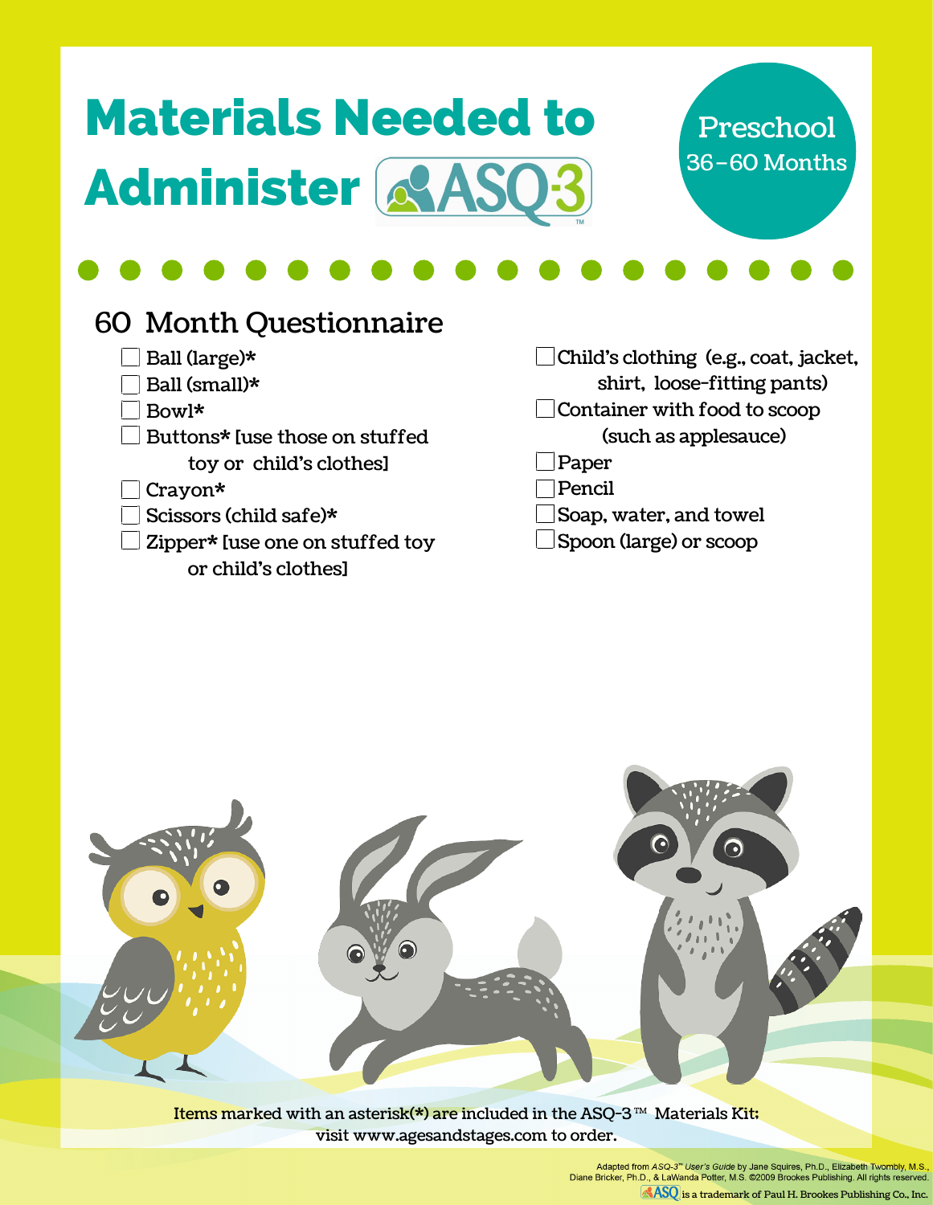# Materials Needed to Administer ASQ-3™

Preschool
36–60 Months

## 60 Month Questionnaire

- [ ] Ball (large)*
- [ ] Ball (small)*
- [ ] Bowl*
- [ ] Buttons* [use those on stuffed toy or child's clothes]
- [ ] Crayon*
- [ ] Scissors (child safe)*
- [ ] Zipper* [use one on stuffed toy or child's clothes]
- [ ] Child's clothing (e.g., coat, jacket, shirt, loose-fitting pants)
- [ ] Container with food to scoop (such as applesauce)
- [ ] Paper
- [ ] Pencil
- [ ] Soap, water, and towel
- [ ] Spoon (large) or scoop

Items marked with an asterisk(*) are included in the ASQ-3™ Materials Kit; visit www.agesandstages.com to order.

Adapted from *ASQ-3™ User's Guide* by Jane Squires, Ph.D., Elizabeth Twombly, M.S., Diane Bricker, Ph.D., & LaWanda Potter, M.S. ©2009 Brookes Publishing. All rights reserved.

ASQ is a trademark of Paul H. Brookes Publishing Co., Inc.